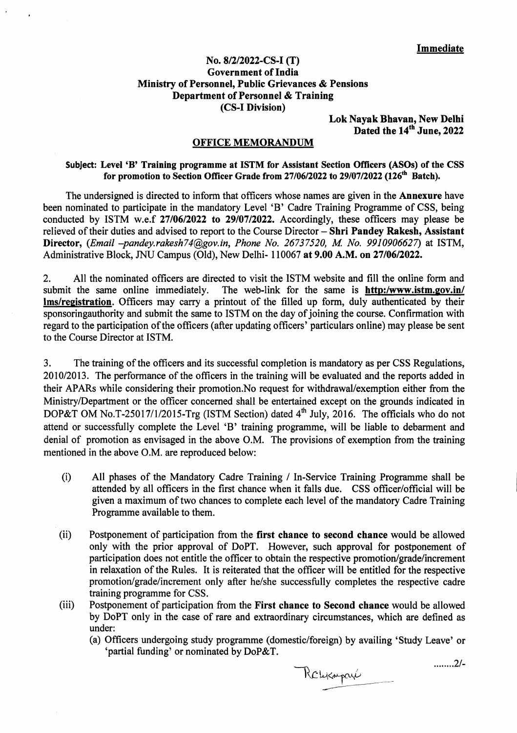**Immediate**

**No. 8/2/2022-CS-I (T)**
**Government of India**
**Ministry of Personnel, Public Grievances & Pensions**
**Department of Personnel & Training**
**(CS-I Division)**

**Lok Nayak Bhavan, New Delhi**
**Dated the 14th June, 2022**

**OFFICE MEMORANDUM**

**Subject: Level 'B' Training programme at ISTM for Assistant Section Officers (ASOs) of the CSS for promotion to Section Officer Grade from 27/06/2022 to 29/07/2022 (126th Batch).**

The undersigned is directed to inform that officers whose names are given in the **Annexure** have been nominated to participate in the mandatory Level 'B' Cadre Training Programme of CSS, being conducted by ISTM w.e.f **27/06/2022 to 29/07/2022.** Accordingly, these officers may please be relieved of their duties and advised to report to the Course Director – **Shri Pandey Rakesh, Assistant Director,** (*Email -pandey.rakesh74@gov.in, Phone No. 26737520, M. No. 9910906627*) at ISTM, Administrative Block, JNU Campus (Old), New Delhi- 110067 **at 9.00 A.M. on 27/06/2022.**

2. All the nominated officers are directed to visit the ISTM website and fill the online form and submit the same online immediately. The web-link for the same is **http:/www.istm.gov.in/lms/registration**. Officers may carry a printout of the filled up form, duly authenticated by their sponsoringauthority and submit the same to ISTM on the day of joining the course. Confirmation with regard to the participation of the officers (after updating officers' particulars online) may please be sent to the Course Director at ISTM.

3. The training of the officers and its successful completion is mandatory as per CSS Regulations, 2010/2013. The performance of the officers in the training will be evaluated and the reports added in their APARs while considering their promotion.No request for withdrawal/exemption either from the Ministry/Department or the officer concerned shall be entertained except on the grounds indicated in DOP&T OM No.T-25017/1/2015-Trg (ISTM Section) dated 4th July, 2016. The officials who do not attend or successfully complete the Level 'B' training programme, will be liable to debarment and denial of promotion as envisaged in the above O.M. The provisions of exemption from the training mentioned in the above O.M. are reproduced below:

(i) All phases of the Mandatory Cadre Training / In-Service Training Programme shall be attended by all officers in the first chance when it falls due. CSS officer/official will be given a maximum of two chances to complete each level of the mandatory Cadre Training Programme available to them.

(ii) Postponement of participation from the **first chance to second chance** would be allowed only with the prior approval of DoPT. However, such approval for postponement of participation does not entitle the officer to obtain the respective promotion/grade/increment in relaxation of the Rules. It is reiterated that the officer will be entitled for the respective promotion/grade/increment only after he/she successfully completes the respective cadre training programme for CSS.

(iii) Postponement of participation from the **First chance to Second chance** would be allowed by DoPT only in the case of rare and extraordinary circumstances, which are defined as under:

(a) Officers undergoing study programme (domestic/foreign) by availing 'Study Leave' or 'partial funding' or nominated by DoP&T.

........2/-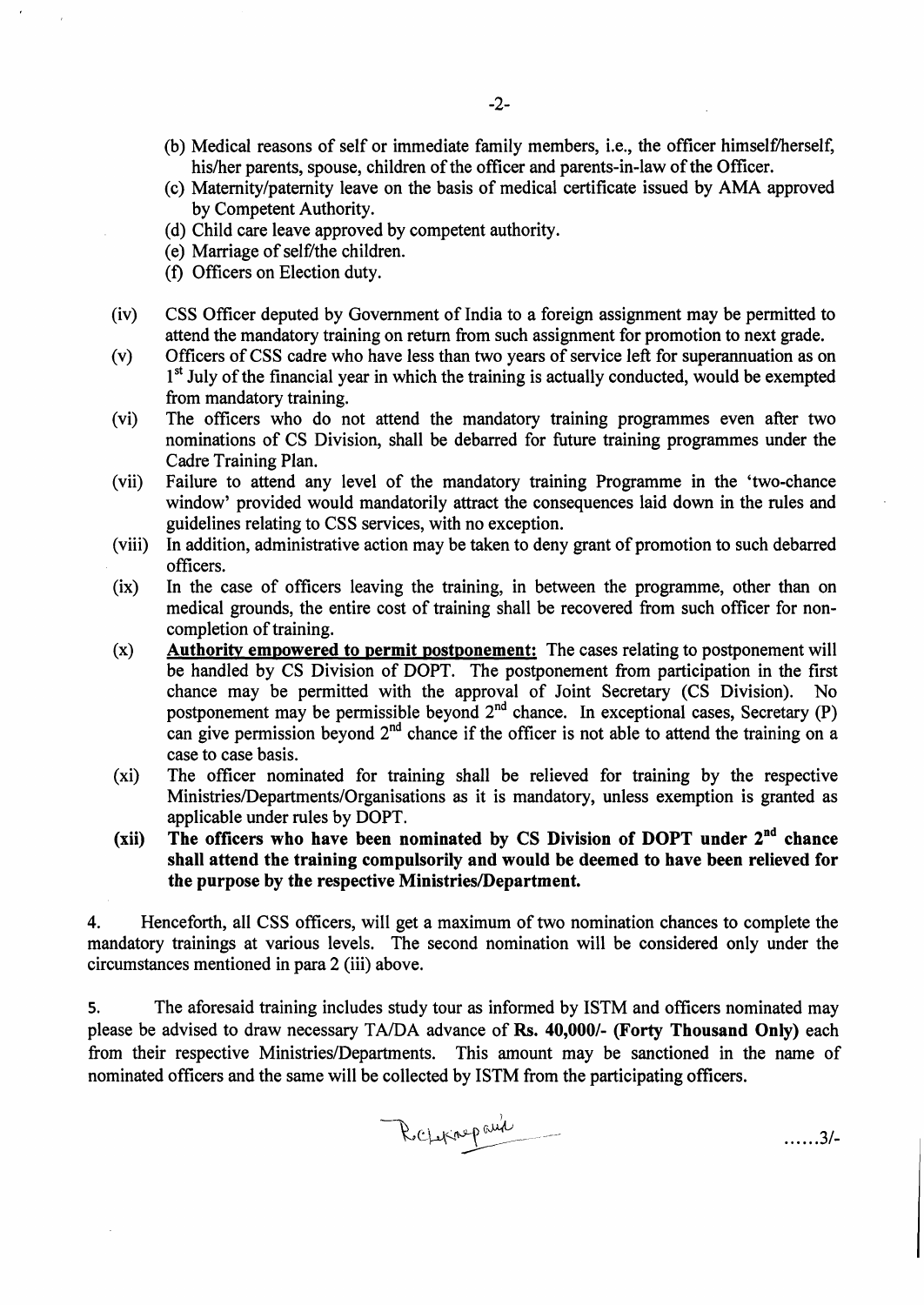(b) Medical reasons of self or immediate family members, i.e., the officer himself/herself, his/her parents, spouse, children of the officer and parents-in-law of the Officer.

(c) Maternity/paternity leave on the basis of medical certificate issued by AMA approved by Competent Authority.

(d) Child care leave approved by competent authority.

(e) Marriage of self/the children.

(f) Officers on Election duty.

(iv) CSS Officer deputed by Government of India to a foreign assignment may be permitted to attend the mandatory training on return from such assignment for promotion to next grade.

(v) Officers of CSS cadre who have less than two years of service left for superannuation as on 1st July of the financial year in which the training is actually conducted, would be exempted from mandatory training.

(vi) The officers who do not attend the mandatory training programmes even after two nominations of CS Division, shall be debarred for future training programmes under the Cadre Training Plan.

(vii) Failure to attend any level of the mandatory training Programme in the 'two-chance window' provided would mandatorily attract the consequences laid down in the rules and guidelines relating to CSS services, with no exception.

(viii) In addition, administrative action may be taken to deny grant of promotion to such debarred officers.

(ix) In the case of officers leaving the training, in between the programme, other than on medical grounds, the entire cost of training shall be recovered from such officer for non-completion of training.

(x) **Authority empowered to permit postponement:** The cases relating to postponement will be handled by CS Division of DOPT. The postponement from participation in the first chance may be permitted with the approval of Joint Secretary (CS Division). No postponement may be permissible beyond 2nd chance. In exceptional cases, Secretary (P) can give permission beyond 2nd chance if the officer is not able to attend the training on a case to case basis.

(xi) The officer nominated for training shall be relieved for training by the respective Ministries/Departments/Organisations as it is mandatory, unless exemption is granted as applicable under rules by DOPT.

(xii) **The officers who have been nominated by CS Division of DOPT under 2nd chance shall attend the training compulsorily and would be deemed to have been relieved for the purpose by the respective Ministries/Department.**

4. Henceforth, all CSS officers, will get a maximum of two nomination chances to complete the mandatory trainings at various levels. The second nomination will be considered only under the circumstances mentioned in para 2 (iii) above.

5. The aforesaid training includes study tour as informed by ISTM and officers nominated may please be advised to draw necessary TA/DA advance of **Rs. 40,000/- (Forty Thousand Only)** each from their respective Ministries/Departments. This amount may be sanctioned in the name of nominated officers and the same will be collected by ISTM from the participating officers.

......3/-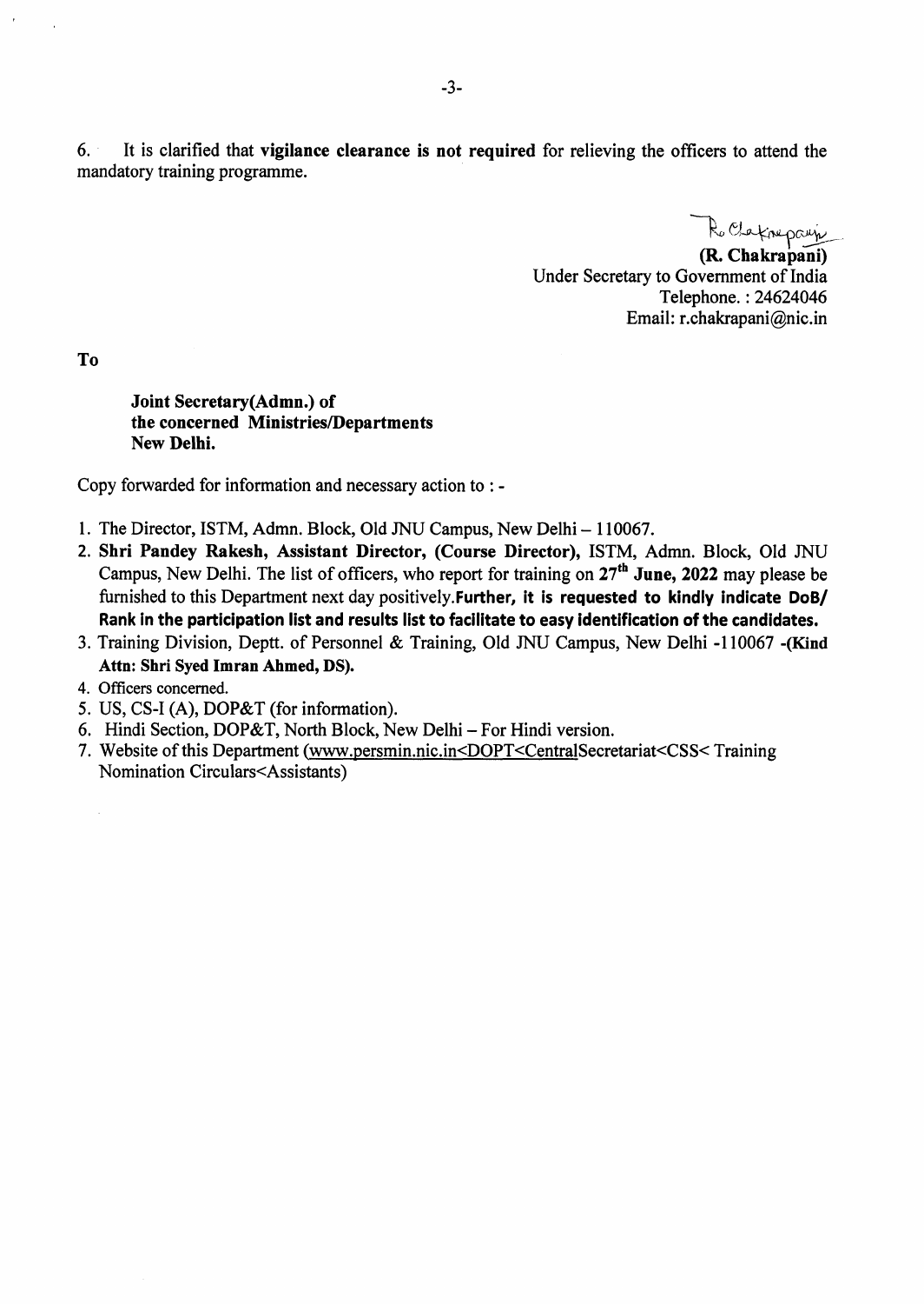6. It is clarified that **vigilance clearance is not required** for relieving the officers to attend the mandatory training programme.

**(R. Chakrapani)**
Under Secretary to Government of India
Telephone. : 24624046
Email: r.chakrapani@nic.in

**To**

**Joint Secretary(Admn.) of**
**the concerned Ministries/Departments**
**New Delhi.**

Copy forwarded for information and necessary action to : -

1. The Director, ISTM, Admn. Block, Old JNU Campus, New Delhi – 110067.
2. **Shri Pandey Rakesh, Assistant Director, (Course Director),** ISTM, Admn. Block, Old JNU Campus, New Delhi. The list of officers, who report for training on **27th June, 2022** may please be furnished to this Department next day positively.**Further, it is requested to kindly indicate DoB/ Rank in the participation list and results list to facilitate to easy identification of the candidates.**
3. Training Division, Deptt. of Personnel & Training, Old JNU Campus, New Delhi -110067 -**(Kind Attn: Shri Syed Imran Ahmed, DS).**
4. Officers concerned.
5. US, CS-I (A), DOP&T (for information).
6. Hindi Section, DOP&T, North Block, New Delhi – For Hindi version.
7. Website of this Department (www.persmin.nic.in<DOPT<CentralSecretariat<CSS< Training Nomination Circulars<Assistants)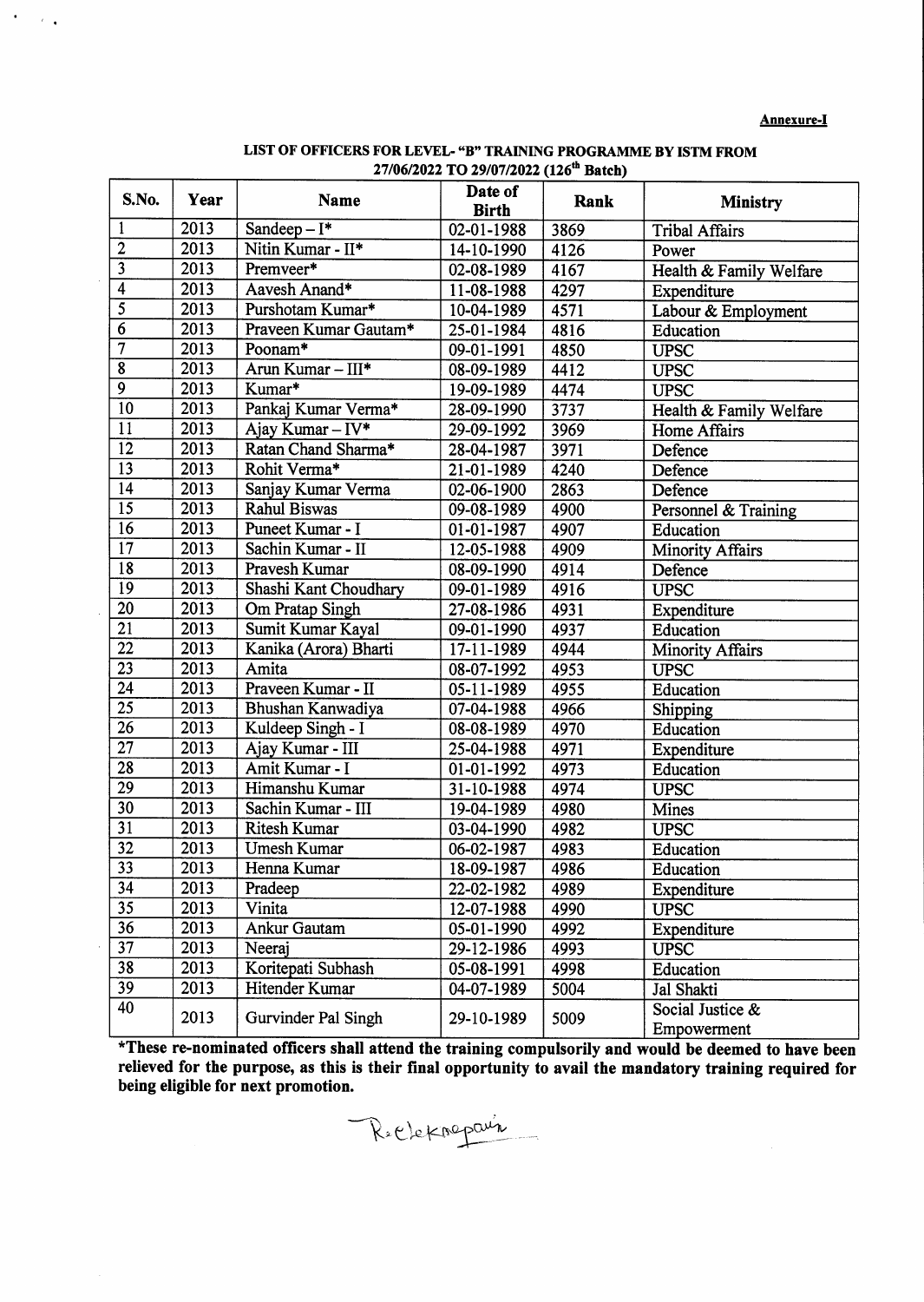**Annexure-I**

**LIST OF OFFICERS FOR LEVEL- "B" TRAINING PROGRAMME BY ISTM FROM 27/06/2022 TO 29/07/2022 (126th Batch)**

| S.No. | Year | Name | Date of Birth | Rank | Ministry |
|---|---|---|---|---|---|
| 1 | 2013 | Sandeep – I* | 02-01-1988 | 3869 | Tribal Affairs |
| 2 | 2013 | Nitin Kumar - II* | 14-10-1990 | 4126 | Power |
| 3 | 2013 | Premveer* | 02-08-1989 | 4167 | Health & Family Welfare |
| 4 | 2013 | Aavesh Anand* | 11-08-1988 | 4297 | Expenditure |
| 5 | 2013 | Purshotam Kumar* | 10-04-1989 | 4571 | Labour & Employment |
| 6 | 2013 | Praveen Kumar Gautam* | 25-01-1984 | 4816 | Education |
| 7 | 2013 | Poonam* | 09-01-1991 | 4850 | UPSC |
| 8 | 2013 | Arun Kumar – III* | 08-09-1989 | 4412 | UPSC |
| 9 | 2013 | Kumar* | 19-09-1989 | 4474 | UPSC |
| 10 | 2013 | Pankaj Kumar Verma* | 28-09-1990 | 3737 | Health & Family Welfare |
| 11 | 2013 | Ajay Kumar – IV* | 29-09-1992 | 3969 | Home Affairs |
| 12 | 2013 | Ratan Chand Sharma* | 28-04-1987 | 3971 | Defence |
| 13 | 2013 | Rohit Verma* | 21-01-1989 | 4240 | Defence |
| 14 | 2013 | Sanjay Kumar Verma | 02-06-1900 | 2863 | Defence |
| 15 | 2013 | Rahul Biswas | 09-08-1989 | 4900 | Personnel & Training |
| 16 | 2013 | Puneet Kumar - I | 01-01-1987 | 4907 | Education |
| 17 | 2013 | Sachin Kumar - II | 12-05-1988 | 4909 | Minority Affairs |
| 18 | 2013 | Pravesh Kumar | 08-09-1990 | 4914 | Defence |
| 19 | 2013 | Shashi Kant Choudhary | 09-01-1989 | 4916 | UPSC |
| 20 | 2013 | Om Pratap Singh | 27-08-1986 | 4931 | Expenditure |
| 21 | 2013 | Sumit Kumar Kayal | 09-01-1990 | 4937 | Education |
| 22 | 2013 | Kanika (Arora) Bharti | 17-11-1989 | 4944 | Minority Affairs |
| 23 | 2013 | Amita | 08-07-1992 | 4953 | UPSC |
| 24 | 2013 | Praveen Kumar - II | 05-11-1989 | 4955 | Education |
| 25 | 2013 | Bhushan Kanwadiya | 07-04-1988 | 4966 | Shipping |
| 26 | 2013 | Kuldeep Singh - I | 08-08-1989 | 4970 | Education |
| 27 | 2013 | Ajay Kumar - III | 25-04-1988 | 4971 | Expenditure |
| 28 | 2013 | Amit Kumar - I | 01-01-1992 | 4973 | Education |
| 29 | 2013 | Himanshu Kumar | 31-10-1988 | 4974 | UPSC |
| 30 | 2013 | Sachin Kumar - III | 19-04-1989 | 4980 | Mines |
| 31 | 2013 | Ritesh Kumar | 03-04-1990 | 4982 | UPSC |
| 32 | 2013 | Umesh Kumar | 06-02-1987 | 4983 | Education |
| 33 | 2013 | Henna Kumar | 18-09-1987 | 4986 | Education |
| 34 | 2013 | Pradeep | 22-02-1982 | 4989 | Expenditure |
| 35 | 2013 | Vinita | 12-07-1988 | 4990 | UPSC |
| 36 | 2013 | Ankur Gautam | 05-01-1990 | 4992 | Expenditure |
| 37 | 2013 | Neeraj | 29-12-1986 | 4993 | UPSC |
| 38 | 2013 | Koritepati Subhash | 05-08-1991 | 4998 | Education |
| 39 | 2013 | Hitender Kumar | 04-07-1989 | 5004 | Jal Shakti |
| 40 | 2013 | Gurvinder Pal Singh | 29-10-1989 | 5009 | Social Justice & Empowerment |

**\*These re-nominated officers shall attend the training compulsorily and would be deemed to have been relieved for the purpose, as this is their final opportunity to avail the mandatory training required for being eligible for next promotion.**